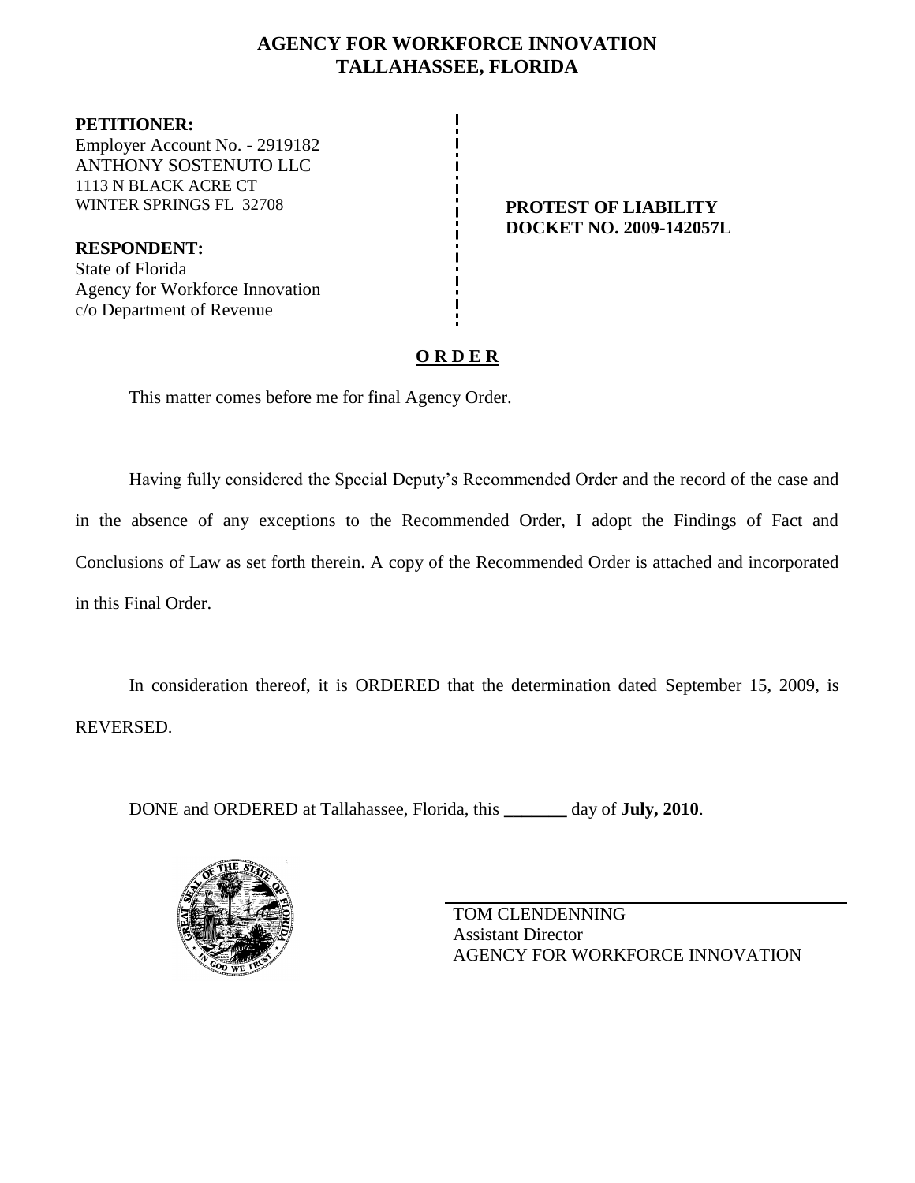# AGENCY FOR WORKFORCE INNOVATION
# TALLAHASSEE, FLORIDA

**PETITIONER:**
Employer Account No. - 2919182
ANTHONY SOSTENUTO LLC
1113 N BLACK ACRE CT
WINTER SPRINGS FL 32708

**RESPONDENT:**
State of Florida
Agency for Workforce Innovation
c/o Department of Revenue

**PROTEST OF LIABILITY**
**DOCKET NO. 2009-142057L**

## O R D E R

This matter comes before me for final Agency Order.

Having fully considered the Special Deputy's Recommended Order and the record of the case and in the absence of any exceptions to the Recommended Order, I adopt the Findings of Fact and Conclusions of Law as set forth therein. A copy of the Recommended Order is attached and incorporated in this Final Order.

In consideration thereof, it is ORDERED that the determination dated September 15, 2009, is REVERSED.

DONE and ORDERED at Tallahassee, Florida, this _______ day of **July, 2010**.

TOM CLENDENNING
Assistant Director
AGENCY FOR WORKFORCE INNOVATION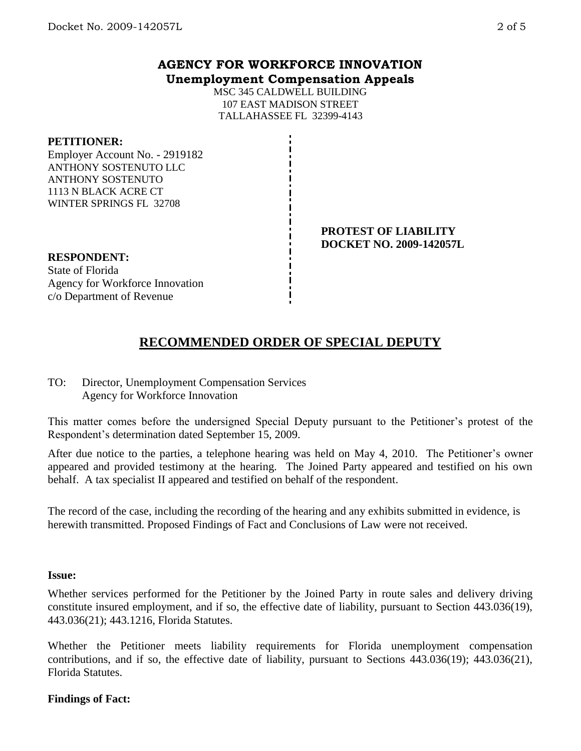**AGENCY FOR WORKFORCE INNOVATION**
**Unemployment Compensation Appeals**

MSC 345 CALDWELL BUILDING
107 EAST MADISON STREET
TALLAHASSEE FL 32399-4143

**PETITIONER:**
Employer Account No. - 2919182
ANTHONY SOSTENUTO LLC
ANTHONY SOSTENUTO
1113 N BLACK ACRE CT
WINTER SPRINGS FL 32708

**PROTEST OF LIABILITY**
**DOCKET NO. 2009-142057L**

**RESPONDENT:**
State of Florida
Agency for Workforce Innovation
c/o Department of Revenue

## RECOMMENDED ORDER OF SPECIAL DEPUTY

TO: Director, Unemployment Compensation Services
Agency for Workforce Innovation

This matter comes before the undersigned Special Deputy pursuant to the Petitioner's protest of the Respondent's determination dated September 15, 2009.

After due notice to the parties, a telephone hearing was held on May 4, 2010. The Petitioner's owner appeared and provided testimony at the hearing. The Joined Party appeared and testified on his own behalf. A tax specialist II appeared and testified on behalf of the respondent.

The record of the case, including the recording of the hearing and any exhibits submitted in evidence, is herewith transmitted. Proposed Findings of Fact and Conclusions of Law were not received.

**Issue:**

Whether services performed for the Petitioner by the Joined Party in route sales and delivery driving constitute insured employment, and if so, the effective date of liability, pursuant to Section 443.036(19), 443.036(21); 443.1216, Florida Statutes.

Whether the Petitioner meets liability requirements for Florida unemployment compensation contributions, and if so, the effective date of liability, pursuant to Sections 443.036(19); 443.036(21), Florida Statutes.

**Findings of Fact:**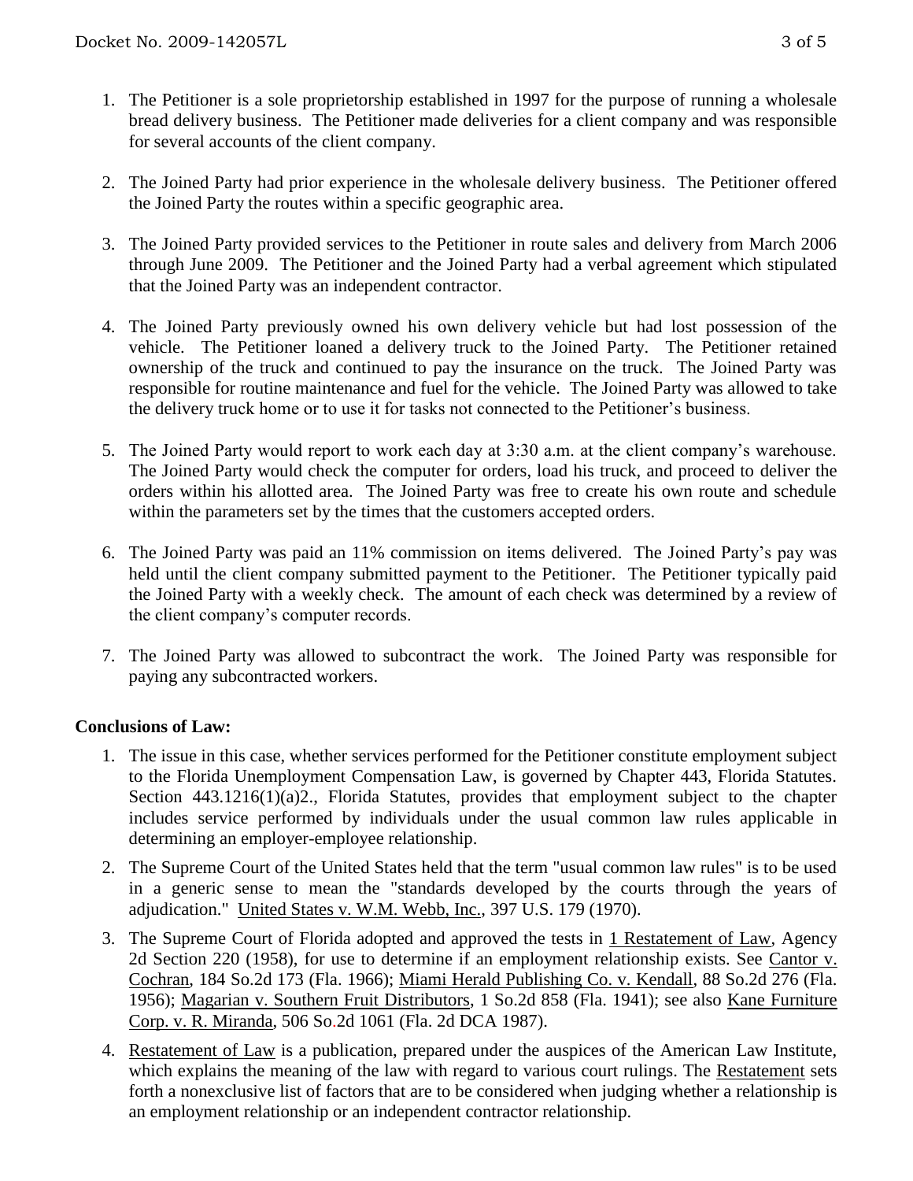1. The Petitioner is a sole proprietorship established in 1997 for the purpose of running a wholesale bread delivery business. The Petitioner made deliveries for a client company and was responsible for several accounts of the client company.

2. The Joined Party had prior experience in the wholesale delivery business. The Petitioner offered the Joined Party the routes within a specific geographic area.

3. The Joined Party provided services to the Petitioner in route sales and delivery from March 2006 through June 2009. The Petitioner and the Joined Party had a verbal agreement which stipulated that the Joined Party was an independent contractor.

4. The Joined Party previously owned his own delivery vehicle but had lost possession of the vehicle. The Petitioner loaned a delivery truck to the Joined Party. The Petitioner retained ownership of the truck and continued to pay the insurance on the truck. The Joined Party was responsible for routine maintenance and fuel for the vehicle. The Joined Party was allowed to take the delivery truck home or to use it for tasks not connected to the Petitioner's business.

5. The Joined Party would report to work each day at 3:30 a.m. at the client company's warehouse. The Joined Party would check the computer for orders, load his truck, and proceed to deliver the orders within his allotted area. The Joined Party was free to create his own route and schedule within the parameters set by the times that the customers accepted orders.

6. The Joined Party was paid an 11% commission on items delivered. The Joined Party's pay was held until the client company submitted payment to the Petitioner. The Petitioner typically paid the Joined Party with a weekly check. The amount of each check was determined by a review of the client company's computer records.

7. The Joined Party was allowed to subcontract the work. The Joined Party was responsible for paying any subcontracted workers.

**Conclusions of Law:**

1. The issue in this case, whether services performed for the Petitioner constitute employment subject to the Florida Unemployment Compensation Law, is governed by Chapter 443, Florida Statutes. Section 443.1216(1)(a)2., Florida Statutes, provides that employment subject to the chapter includes service performed by individuals under the usual common law rules applicable in determining an employer-employee relationship.

2. The Supreme Court of the United States held that the term "usual common law rules" is to be used in a generic sense to mean the "standards developed by the courts through the years of adjudication." United States v. W.M. Webb, Inc., 397 U.S. 179 (1970).

3. The Supreme Court of Florida adopted and approved the tests in 1 Restatement of Law, Agency 2d Section 220 (1958), for use to determine if an employment relationship exists. See Cantor v. Cochran, 184 So.2d 173 (Fla. 1966); Miami Herald Publishing Co. v. Kendall, 88 So.2d 276 (Fla. 1956); Magarian v. Southern Fruit Distributors, 1 So.2d 858 (Fla. 1941); see also Kane Furniture Corp. v. R. Miranda, 506 So.2d 1061 (Fla. 2d DCA 1987).

4. Restatement of Law is a publication, prepared under the auspices of the American Law Institute, which explains the meaning of the law with regard to various court rulings. The Restatement sets forth a nonexclusive list of factors that are to be considered when judging whether a relationship is an employment relationship or an independent contractor relationship.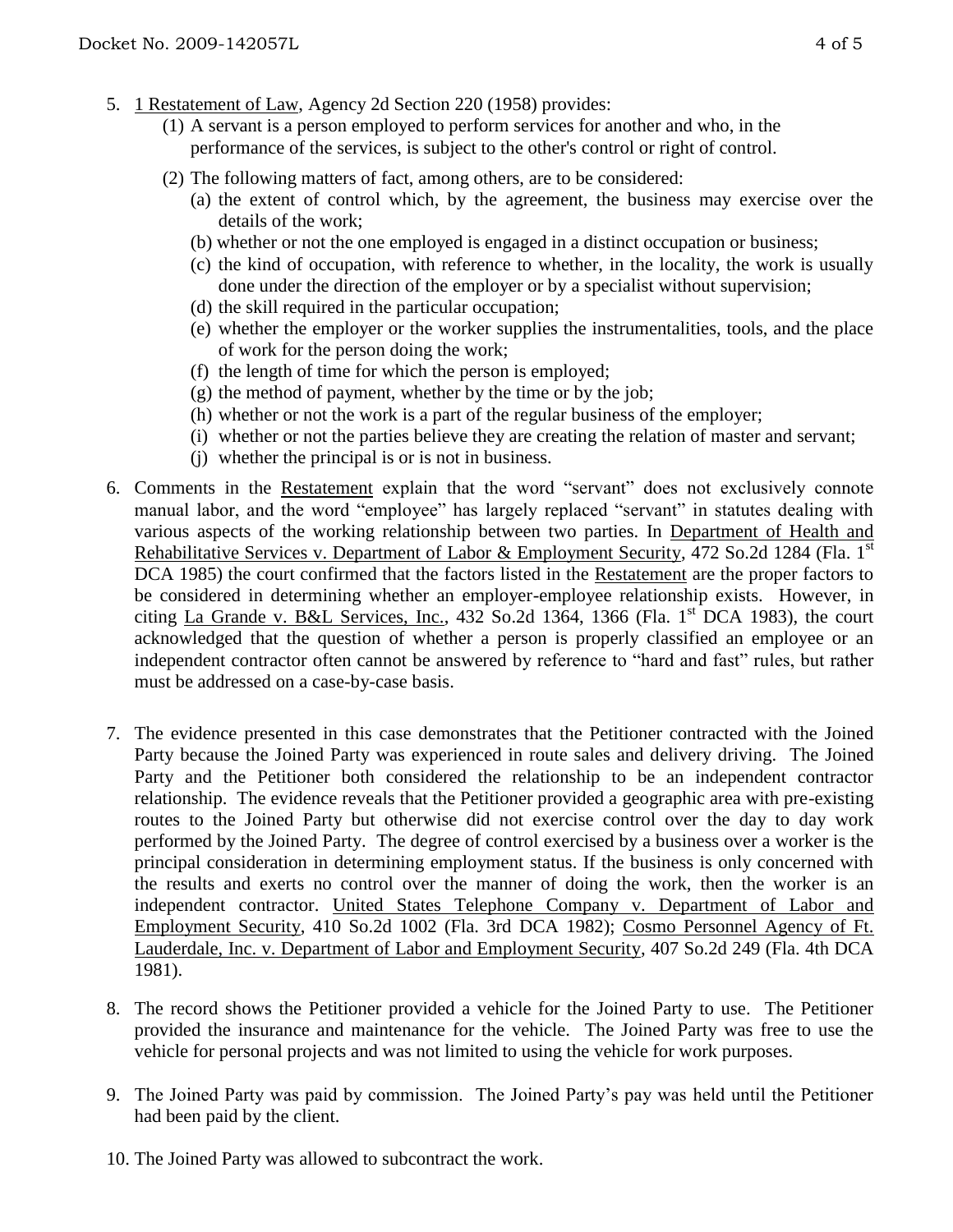5. 1 Restatement of Law, Agency 2d Section 220 (1958) provides:
   (1) A servant is a person employed to perform services for another and who, in the performance of the services, is subject to the other's control or right of control.
   (2) The following matters of fact, among others, are to be considered:
      (a) the extent of control which, by the agreement, the business may exercise over the details of the work;
      (b) whether or not the one employed is engaged in a distinct occupation or business;
      (c) the kind of occupation, with reference to whether, in the locality, the work is usually done under the direction of the employer or by a specialist without supervision;
      (d) the skill required in the particular occupation;
      (e) whether the employer or the worker supplies the instrumentalities, tools, and the place of work for the person doing the work;
      (f) the length of time for which the person is employed;
      (g) the method of payment, whether by the time or by the job;
      (h) whether or not the work is a part of the regular business of the employer;
      (i) whether or not the parties believe they are creating the relation of master and servant;
      (j) whether the principal is or is not in business.

6. Comments in the Restatement explain that the word "servant" does not exclusively connote manual labor, and the word "employee" has largely replaced "servant" in statutes dealing with various aspects of the working relationship between two parties. In Department of Health and Rehabilitative Services v. Department of Labor & Employment Security, 472 So.2d 1284 (Fla. 1st DCA 1985) the court confirmed that the factors listed in the Restatement are the proper factors to be considered in determining whether an employer-employee relationship exists. However, in citing La Grande v. B&L Services, Inc., 432 So.2d 1364, 1366 (Fla. 1st DCA 1983), the court acknowledged that the question of whether a person is properly classified an employee or an independent contractor often cannot be answered by reference to "hard and fast" rules, but rather must be addressed on a case-by-case basis.

7. The evidence presented in this case demonstrates that the Petitioner contracted with the Joined Party because the Joined Party was experienced in route sales and delivery driving. The Joined Party and the Petitioner both considered the relationship to be an independent contractor relationship. The evidence reveals that the Petitioner provided a geographic area with pre-existing routes to the Joined Party but otherwise did not exercise control over the day to day work performed by the Joined Party. The degree of control exercised by a business over a worker is the principal consideration in determining employment status. If the business is only concerned with the results and exerts no control over the manner of doing the work, then the worker is an independent contractor. United States Telephone Company v. Department of Labor and Employment Security, 410 So.2d 1002 (Fla. 3rd DCA 1982); Cosmo Personnel Agency of Ft. Lauderdale, Inc. v. Department of Labor and Employment Security, 407 So.2d 249 (Fla. 4th DCA 1981).

8. The record shows the Petitioner provided a vehicle for the Joined Party to use. The Petitioner provided the insurance and maintenance for the vehicle. The Joined Party was free to use the vehicle for personal projects and was not limited to using the vehicle for work purposes.

9. The Joined Party was paid by commission. The Joined Party's pay was held until the Petitioner had been paid by the client.

10. The Joined Party was allowed to subcontract the work.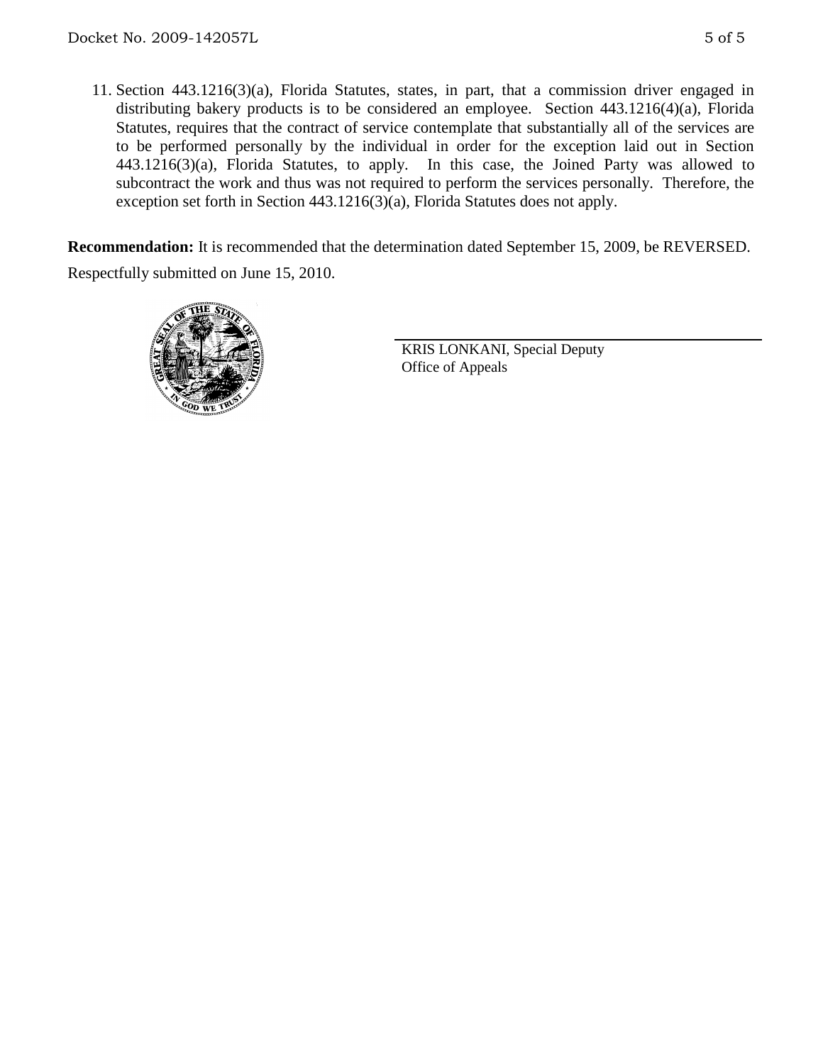11. Section 443.1216(3)(a), Florida Statutes, states, in part, that a commission driver engaged in distributing bakery products is to be considered an employee. Section 443.1216(4)(a), Florida Statutes, requires that the contract of service contemplate that substantially all of the services are to be performed personally by the individual in order for the exception laid out in Section 443.1216(3)(a), Florida Statutes, to apply. In this case, the Joined Party was allowed to subcontract the work and thus was not required to perform the services personally. Therefore, the exception set forth in Section 443.1216(3)(a), Florida Statutes does not apply.

**Recommendation:** It is recommended that the determination dated September 15, 2009, be REVERSED.

Respectfully submitted on June 15, 2010.

KRIS LONKANI, Special Deputy
Office of Appeals